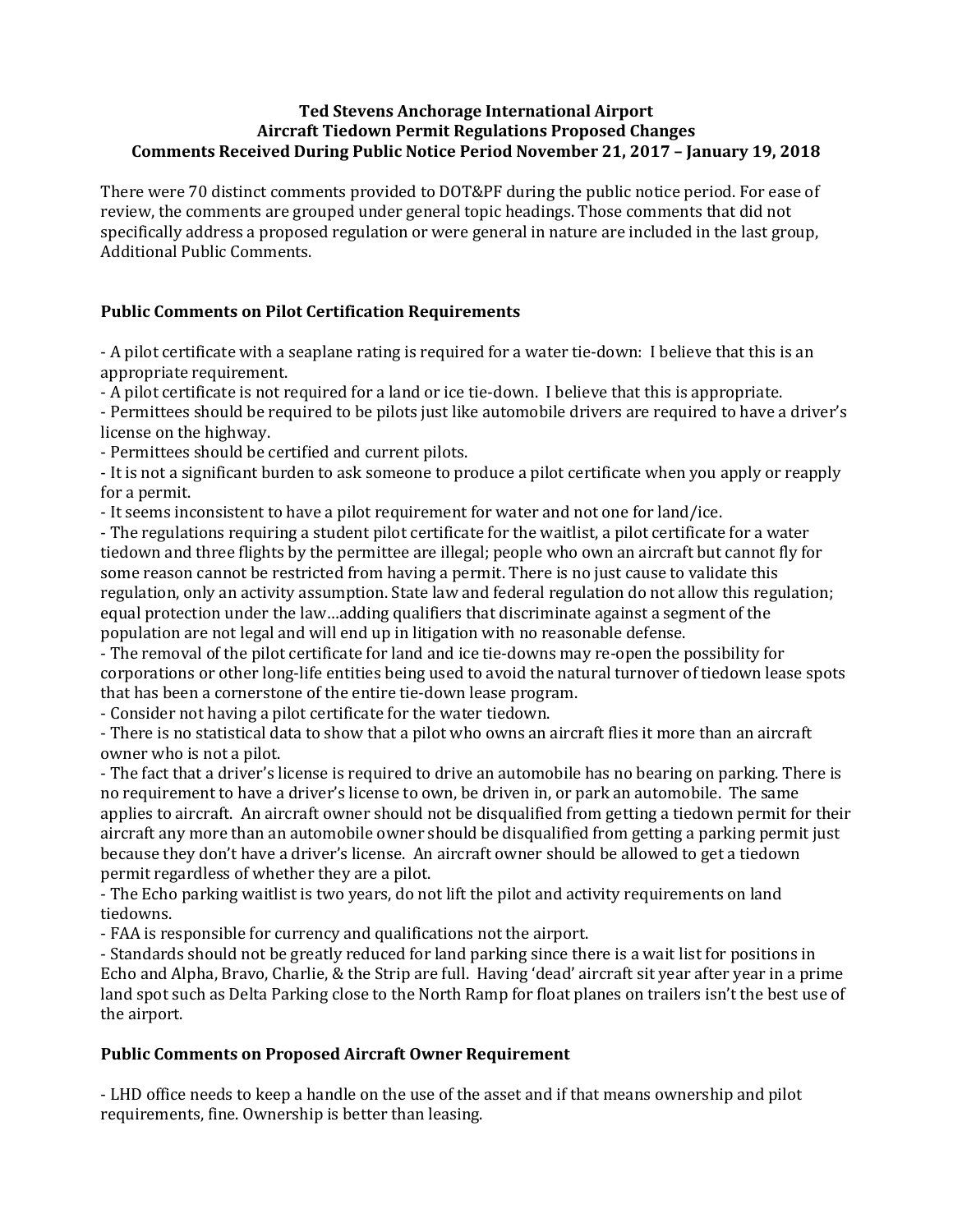**Ted Stevens Anchorage International Airport**
**Aircraft Tiedown Permit Regulations Proposed Changes**
**Comments Received During Public Notice Period November 21, 2017 – January 19, 2018**

There were 70 distinct comments provided to DOT&PF during the public notice period. For ease of review, the comments are grouped under general topic headings. Those comments that did not specifically address a proposed regulation or were general in nature are included in the last group, Additional Public Comments.

## Public Comments on Pilot Certification Requirements

- A pilot certificate with a seaplane rating is required for a water tie-down: I believe that this is an appropriate requirement.
- A pilot certificate is not required for a land or ice tie-down. I believe that this is appropriate.
- Permittees should be required to be pilots just like automobile drivers are required to have a driver's license on the highway.
- Permittees should be certified and current pilots.
- It is not a significant burden to ask someone to produce a pilot certificate when you apply or reapply for a permit.
- It seems inconsistent to have a pilot requirement for water and not one for land/ice.
- The regulations requiring a student pilot certificate for the waitlist, a pilot certificate for a water tiedown and three flights by the permittee are illegal; people who own an aircraft but cannot fly for some reason cannot be restricted from having a permit. There is no just cause to validate this regulation, only an activity assumption. State law and federal regulation do not allow this regulation; equal protection under the law…adding qualifiers that discriminate against a segment of the population are not legal and will end up in litigation with no reasonable defense.
- The removal of the pilot certificate for land and ice tie-downs may re-open the possibility for corporations or other long-life entities being used to avoid the natural turnover of tiedown lease spots that has been a cornerstone of the entire tie-down lease program.
- Consider not having a pilot certificate for the water tiedown.
- There is no statistical data to show that a pilot who owns an aircraft flies it more than an aircraft owner who is not a pilot.
- The fact that a driver's license is required to drive an automobile has no bearing on parking. There is no requirement to have a driver's license to own, be driven in, or park an automobile. The same applies to aircraft. An aircraft owner should not be disqualified from getting a tiedown permit for their aircraft any more than an automobile owner should be disqualified from getting a parking permit just because they don't have a driver's license. An aircraft owner should be allowed to get a tiedown permit regardless of whether they are a pilot.
- The Echo parking waitlist is two years, do not lift the pilot and activity requirements on land tiedowns.
- FAA is responsible for currency and qualifications not the airport.
- Standards should not be greatly reduced for land parking since there is a wait list for positions in Echo and Alpha, Bravo, Charlie, & the Strip are full. Having 'dead' aircraft sit year after year in a prime land spot such as Delta Parking close to the North Ramp for float planes on trailers isn't the best use of the airport.

## Public Comments on Proposed Aircraft Owner Requirement

- LHD office needs to keep a handle on the use of the asset and if that means ownership and pilot requirements, fine. Ownership is better than leasing.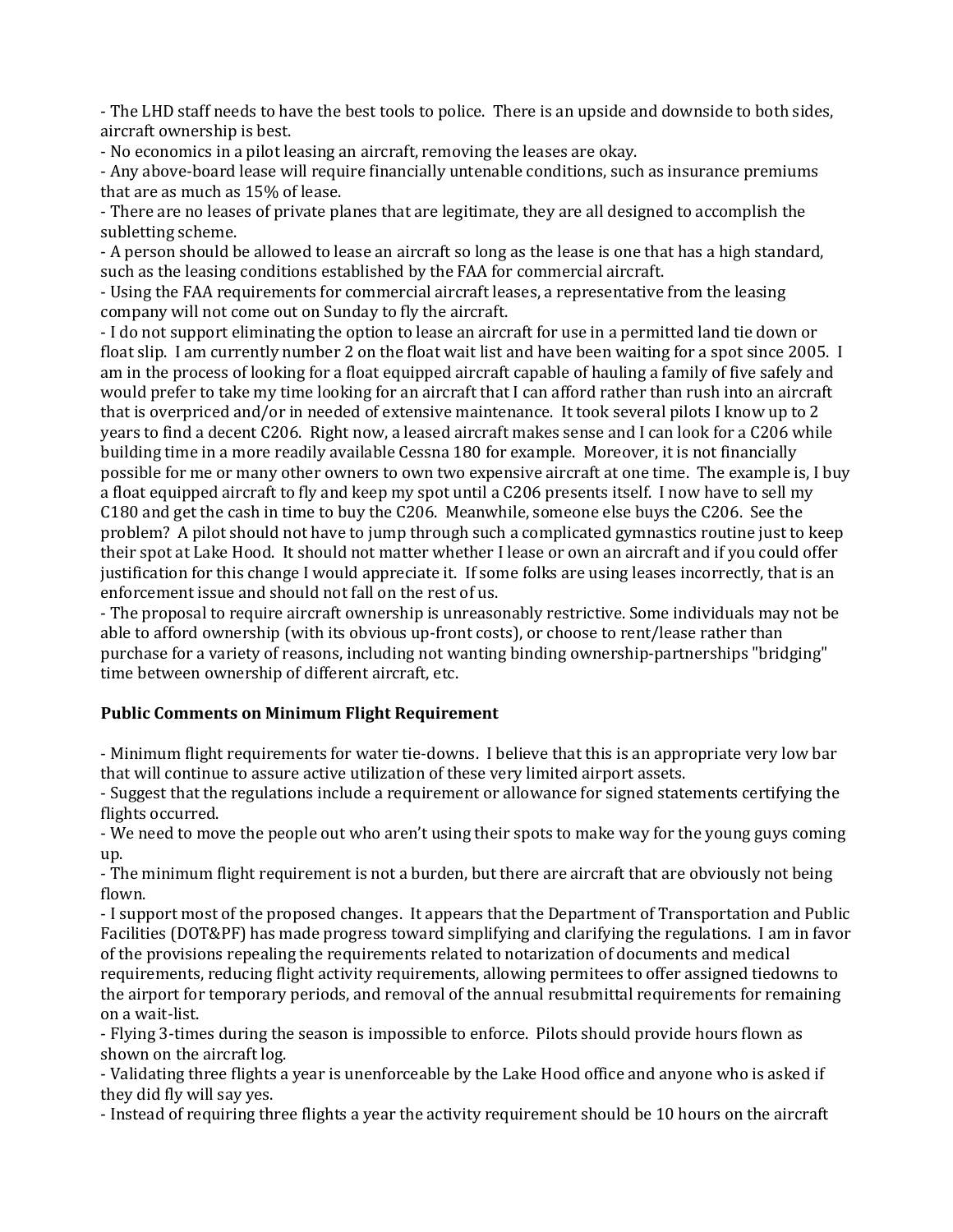- The LHD staff needs to have the best tools to police. There is an upside and downside to both sides, aircraft ownership is best.
- No economics in a pilot leasing an aircraft, removing the leases are okay.
- Any above-board lease will require financially untenable conditions, such as insurance premiums that are as much as 15% of lease.
- There are no leases of private planes that are legitimate, they are all designed to accomplish the subletting scheme.
- A person should be allowed to lease an aircraft so long as the lease is one that has a high standard, such as the leasing conditions established by the FAA for commercial aircraft.
- Using the FAA requirements for commercial aircraft leases, a representative from the leasing company will not come out on Sunday to fly the aircraft.
- I do not support eliminating the option to lease an aircraft for use in a permitted land tie down or float slip. I am currently number 2 on the float wait list and have been waiting for a spot since 2005. I am in the process of looking for a float equipped aircraft capable of hauling a family of five safely and would prefer to take my time looking for an aircraft that I can afford rather than rush into an aircraft that is overpriced and/or in needed of extensive maintenance. It took several pilots I know up to 2 years to find a decent C206. Right now, a leased aircraft makes sense and I can look for a C206 while building time in a more readily available Cessna 180 for example. Moreover, it is not financially possible for me or many other owners to own two expensive aircraft at one time. The example is, I buy a float equipped aircraft to fly and keep my spot until a C206 presents itself. I now have to sell my C180 and get the cash in time to buy the C206. Meanwhile, someone else buys the C206. See the problem? A pilot should not have to jump through such a complicated gymnastics routine just to keep their spot at Lake Hood. It should not matter whether I lease or own an aircraft and if you could offer justification for this change I would appreciate it. If some folks are using leases incorrectly, that is an enforcement issue and should not fall on the rest of us.
- The proposal to require aircraft ownership is unreasonably restrictive. Some individuals may not be able to afford ownership (with its obvious up-front costs), or choose to rent/lease rather than purchase for a variety of reasons, including not wanting binding ownership-partnerships "bridging" time between ownership of different aircraft, etc.

**Public Comments on Minimum Flight Requirement**

- Minimum flight requirements for water tie-downs. I believe that this is an appropriate very low bar that will continue to assure active utilization of these very limited airport assets.
- Suggest that the regulations include a requirement or allowance for signed statements certifying the flights occurred.
- We need to move the people out who aren't using their spots to make way for the young guys coming up.
- The minimum flight requirement is not a burden, but there are aircraft that are obviously not being flown.
- I support most of the proposed changes. It appears that the Department of Transportation and Public Facilities (DOT&PF) has made progress toward simplifying and clarifying the regulations. I am in favor of the provisions repealing the requirements related to notarization of documents and medical requirements, reducing flight activity requirements, allowing permitees to offer assigned tiedowns to the airport for temporary periods, and removal of the annual resubmittal requirements for remaining on a wait-list.
- Flying 3-times during the season is impossible to enforce. Pilots should provide hours flown as shown on the aircraft log.
- Validating three flights a year is unenforceable by the Lake Hood office and anyone who is asked if they did fly will say yes.
- Instead of requiring three flights a year the activity requirement should be 10 hours on the aircraft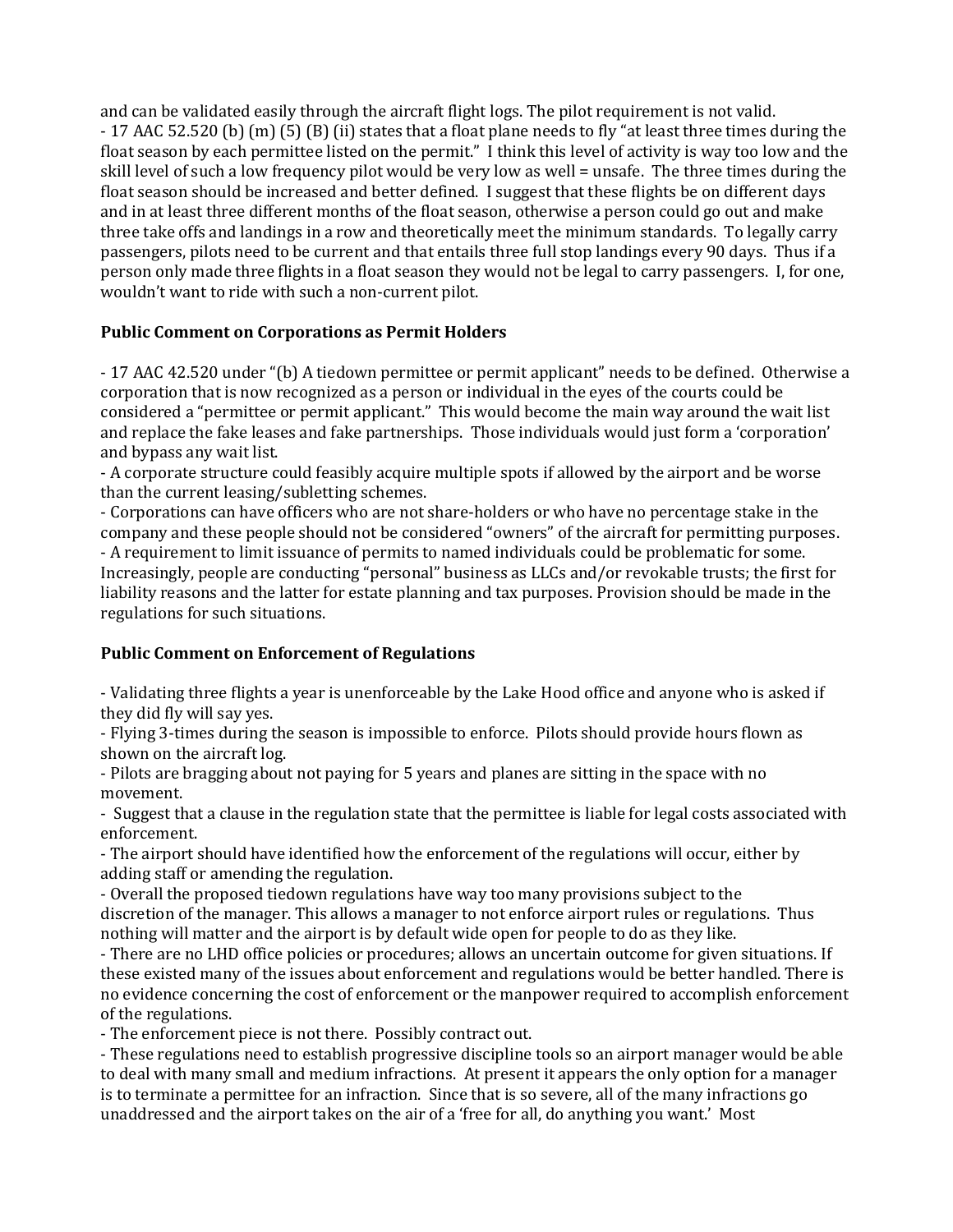and can be validated easily through the aircraft flight logs. The pilot requirement is not valid.

- 17 AAC 52.520 (b) (m) (5) (B) (ii) states that a float plane needs to fly "at least three times during the float season by each permittee listed on the permit." I think this level of activity is way too low and the skill level of such a low frequency pilot would be very low as well = unsafe. The three times during the float season should be increased and better defined. I suggest that these flights be on different days and in at least three different months of the float season, otherwise a person could go out and make three take offs and landings in a row and theoretically meet the minimum standards. To legally carry passengers, pilots need to be current and that entails three full stop landings every 90 days. Thus if a person only made three flights in a float season they would not be legal to carry passengers. I, for one, wouldn't want to ride with such a non-current pilot.

### Public Comment on Corporations as Permit Holders

- 17 AAC 42.520 under "(b) A tiedown permittee or permit applicant" needs to be defined. Otherwise a corporation that is now recognized as a person or individual in the eyes of the courts could be considered a "permittee or permit applicant." This would become the main way around the wait list and replace the fake leases and fake partnerships. Those individuals would just form a 'corporation' and bypass any wait list.
- A corporate structure could feasibly acquire multiple spots if allowed by the airport and be worse than the current leasing/subletting schemes.
- Corporations can have officers who are not share-holders or who have no percentage stake in the company and these people should not be considered "owners" of the aircraft for permitting purposes.
- A requirement to limit issuance of permits to named individuals could be problematic for some. Increasingly, people are conducting "personal" business as LLCs and/or revokable trusts; the first for liability reasons and the latter for estate planning and tax purposes. Provision should be made in the regulations for such situations.

### Public Comment on Enforcement of Regulations

- Validating three flights a year is unenforceable by the Lake Hood office and anyone who is asked if they did fly will say yes.
- Flying 3-times during the season is impossible to enforce. Pilots should provide hours flown as shown on the aircraft log.
- Pilots are bragging about not paying for 5 years and planes are sitting in the space with no movement.
- Suggest that a clause in the regulation state that the permittee is liable for legal costs associated with enforcement.
- The airport should have identified how the enforcement of the regulations will occur, either by adding staff or amending the regulation.
- Overall the proposed tiedown regulations have way too many provisions subject to the discretion of the manager. This allows a manager to not enforce airport rules or regulations. Thus nothing will matter and the airport is by default wide open for people to do as they like.
- There are no LHD office policies or procedures; allows an uncertain outcome for given situations. If these existed many of the issues about enforcement and regulations would be better handled. There is no evidence concerning the cost of enforcement or the manpower required to accomplish enforcement of the regulations.
- The enforcement piece is not there. Possibly contract out.
- These regulations need to establish progressive discipline tools so an airport manager would be able to deal with many small and medium infractions. At present it appears the only option for a manager is to terminate a permittee for an infraction. Since that is so severe, all of the many infractions go unaddressed and the airport takes on the air of a 'free for all, do anything you want.' Most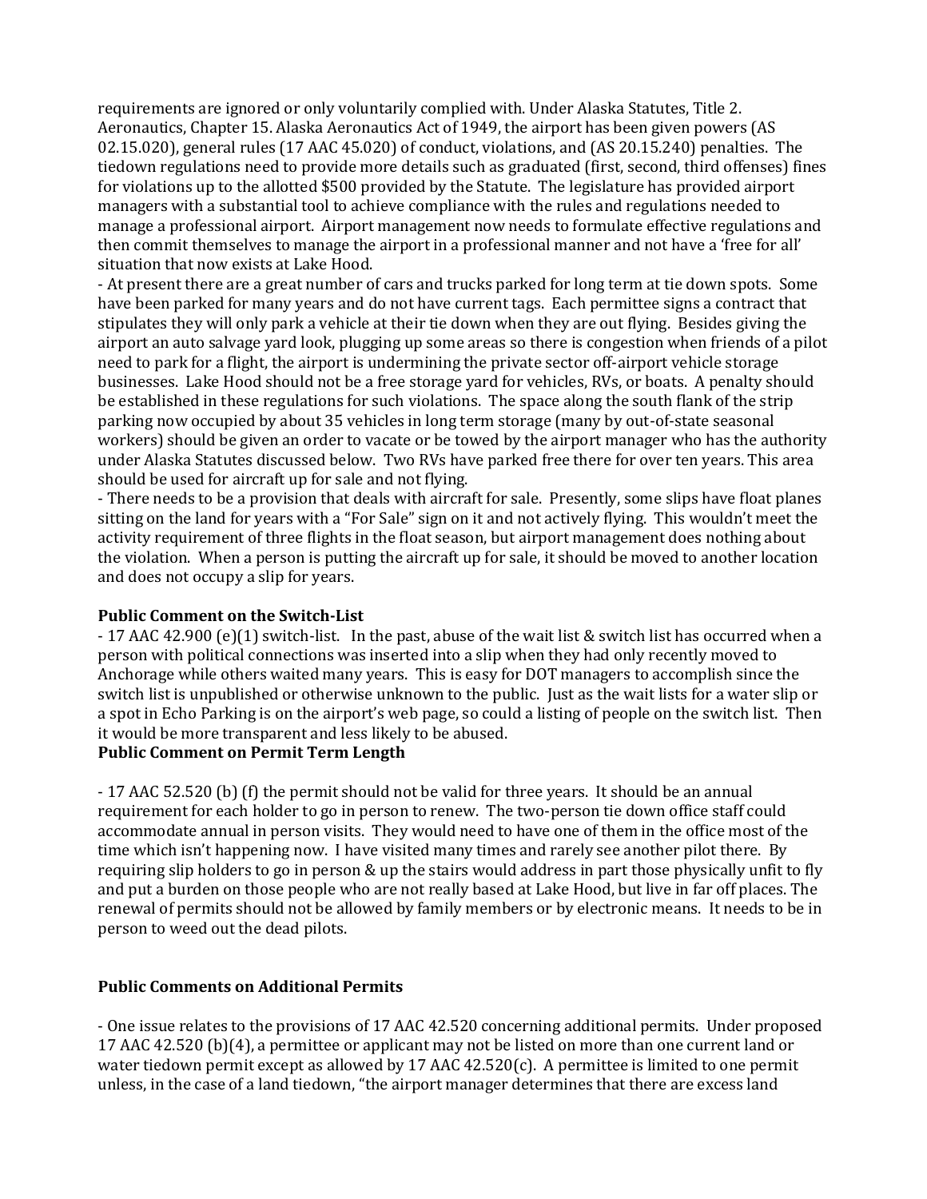requirements are ignored or only voluntarily complied with. Under Alaska Statutes, Title 2. Aeronautics, Chapter 15. Alaska Aeronautics Act of 1949, the airport has been given powers (AS 02.15.020), general rules (17 AAC 45.020) of conduct, violations, and (AS 20.15.240) penalties. The tiedown regulations need to provide more details such as graduated (first, second, third offenses) fines for violations up to the allotted $500 provided by the Statute. The legislature has provided airport managers with a substantial tool to achieve compliance with the rules and regulations needed to manage a professional airport. Airport management now needs to formulate effective regulations and then commit themselves to manage the airport in a professional manner and not have a 'free for all' situation that now exists at Lake Hood.

- At present there are a great number of cars and trucks parked for long term at tie down spots. Some have been parked for many years and do not have current tags. Each permittee signs a contract that stipulates they will only park a vehicle at their tie down when they are out flying. Besides giving the airport an auto salvage yard look, plugging up some areas so there is congestion when friends of a pilot need to park for a flight, the airport is undermining the private sector off-airport vehicle storage businesses. Lake Hood should not be a free storage yard for vehicles, RVs, or boats. A penalty should be established in these regulations for such violations. The space along the south flank of the strip parking now occupied by about 35 vehicles in long term storage (many by out-of-state seasonal workers) should be given an order to vacate or be towed by the airport manager who has the authority under Alaska Statutes discussed below. Two RVs have parked free there for over ten years. This area should be used for aircraft up for sale and not flying.
- There needs to be a provision that deals with aircraft for sale. Presently, some slips have float planes sitting on the land for years with a "For Sale" sign on it and not actively flying. This wouldn't meet the activity requirement of three flights in the float season, but airport management does nothing about the violation. When a person is putting the aircraft up for sale, it should be moved to another location and does not occupy a slip for years.

**Public Comment on the Switch-List**

- 17 AAC 42.900 (e)(1) switch-list. In the past, abuse of the wait list & switch list has occurred when a person with political connections was inserted into a slip when they had only recently moved to Anchorage while others waited many years. This is easy for DOT managers to accomplish since the switch list is unpublished or otherwise unknown to the public. Just as the wait lists for a water slip or a spot in Echo Parking is on the airport's web page, so could a listing of people on the switch list. Then it would be more transparent and less likely to be abused.

**Public Comment on Permit Term Length**

- 17 AAC 52.520 (b) (f) the permit should not be valid for three years. It should be an annual requirement for each holder to go in person to renew. The two-person tie down office staff could accommodate annual in person visits. They would need to have one of them in the office most of the time which isn't happening now. I have visited many times and rarely see another pilot there. By requiring slip holders to go in person & up the stairs would address in part those physically unfit to fly and put a burden on those people who are not really based at Lake Hood, but live in far off places. The renewal of permits should not be allowed by family members or by electronic means. It needs to be in person to weed out the dead pilots.

**Public Comments on Additional Permits**

- One issue relates to the provisions of 17 AAC 42.520 concerning additional permits. Under proposed 17 AAC 42.520 (b)(4), a permittee or applicant may not be listed on more than one current land or water tiedown permit except as allowed by 17 AAC 42.520(c). A permittee is limited to one permit unless, in the case of a land tiedown, "the airport manager determines that there are excess land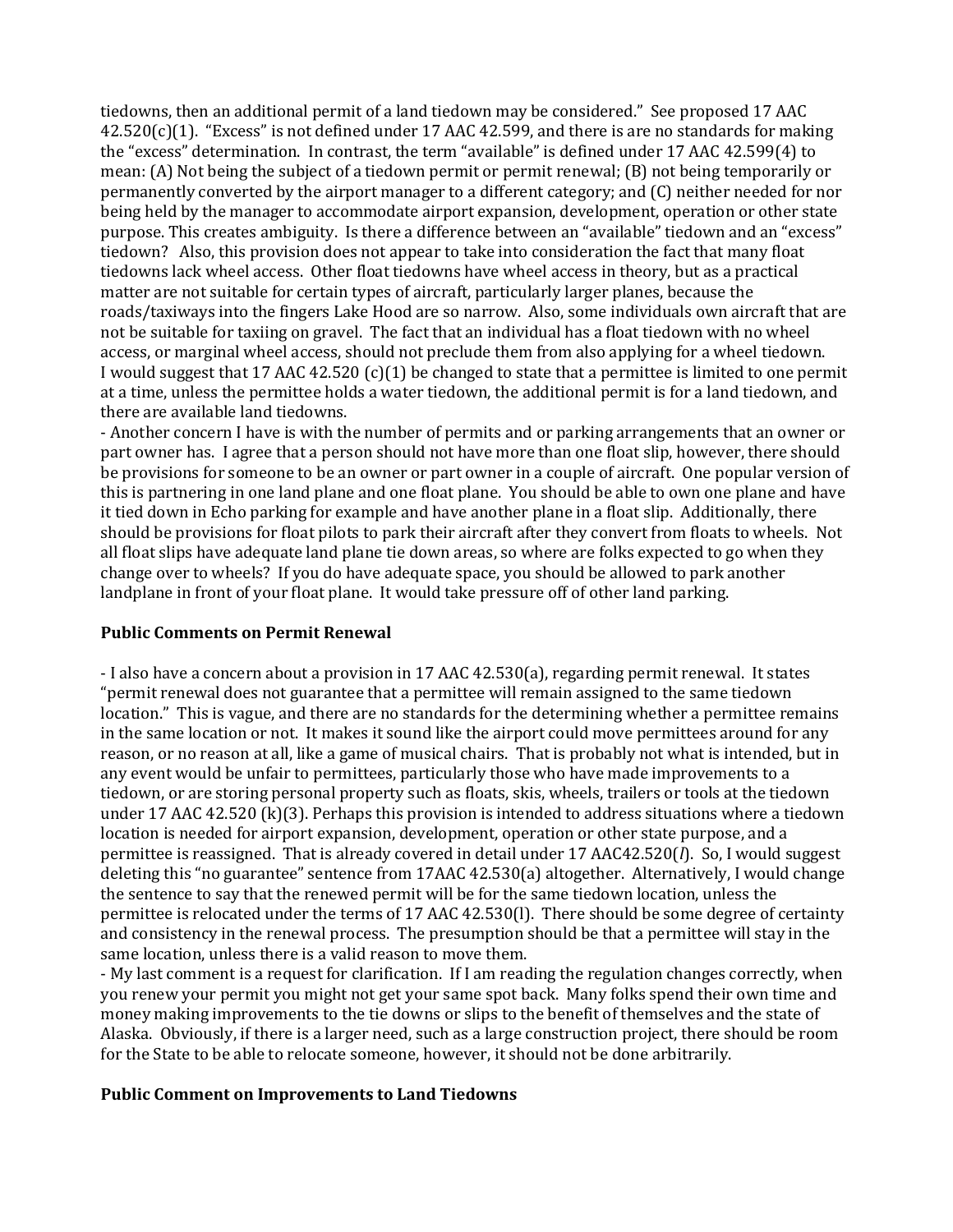tiedowns, then an additional permit of a land tiedown may be considered." See proposed 17 AAC 42.520(c)(1). "Excess" is not defined under 17 AAC 42.599, and there is are no standards for making the "excess" determination. In contrast, the term "available" is defined under 17 AAC 42.599(4) to mean: (A) Not being the subject of a tiedown permit or permit renewal; (B) not being temporarily or permanently converted by the airport manager to a different category; and (C) neither needed for nor being held by the manager to accommodate airport expansion, development, operation or other state purpose. This creates ambiguity. Is there a difference between an "available" tiedown and an "excess" tiedown? Also, this provision does not appear to take into consideration the fact that many float tiedowns lack wheel access. Other float tiedowns have wheel access in theory, but as a practical matter are not suitable for certain types of aircraft, particularly larger planes, because the roads/taxiways into the fingers Lake Hood are so narrow. Also, some individuals own aircraft that are not be suitable for taxiing on gravel. The fact that an individual has a float tiedown with no wheel access, or marginal wheel access, should not preclude them from also applying for a wheel tiedown. I would suggest that 17 AAC 42.520 (c)(1) be changed to state that a permittee is limited to one permit at a time, unless the permittee holds a water tiedown, the additional permit is for a land tiedown, and there are available land tiedowns.

- Another concern I have is with the number of permits and or parking arrangements that an owner or part owner has. I agree that a person should not have more than one float slip, however, there should be provisions for someone to be an owner or part owner in a couple of aircraft. One popular version of this is partnering in one land plane and one float plane. You should be able to own one plane and have it tied down in Echo parking for example and have another plane in a float slip. Additionally, there should be provisions for float pilots to park their aircraft after they convert from floats to wheels. Not all float slips have adequate land plane tie down areas, so where are folks expected to go when they change over to wheels? If you do have adequate space, you should be allowed to park another landplane in front of your float plane. It would take pressure off of other land parking.

### Public Comments on Permit Renewal

- I also have a concern about a provision in 17 AAC 42.530(a), regarding permit renewal. It states "permit renewal does not guarantee that a permittee will remain assigned to the same tiedown location." This is vague, and there are no standards for the determining whether a permittee remains in the same location or not. It makes it sound like the airport could move permittees around for any reason, or no reason at all, like a game of musical chairs. That is probably not what is intended, but in any event would be unfair to permittees, particularly those who have made improvements to a tiedown, or are storing personal property such as floats, skis, wheels, trailers or tools at the tiedown under 17 AAC 42.520 (k)(3). Perhaps this provision is intended to address situations where a tiedown location is needed for airport expansion, development, operation or other state purpose, and a permittee is reassigned. That is already covered in detail under 17 AAC42.520(*l*). So, I would suggest deleting this "no guarantee" sentence from 17AAC 42.530(a) altogether. Alternatively, I would change the sentence to say that the renewed permit will be for the same tiedown location, unless the permittee is relocated under the terms of 17 AAC 42.530(l). There should be some degree of certainty and consistency in the renewal process. The presumption should be that a permittee will stay in the same location, unless there is a valid reason to move them.

- My last comment is a request for clarification. If I am reading the regulation changes correctly, when you renew your permit you might not get your same spot back. Many folks spend their own time and money making improvements to the tie downs or slips to the benefit of themselves and the state of Alaska. Obviously, if there is a larger need, such as a large construction project, there should be room for the State to be able to relocate someone, however, it should not be done arbitrarily.

### Public Comment on Improvements to Land Tiedowns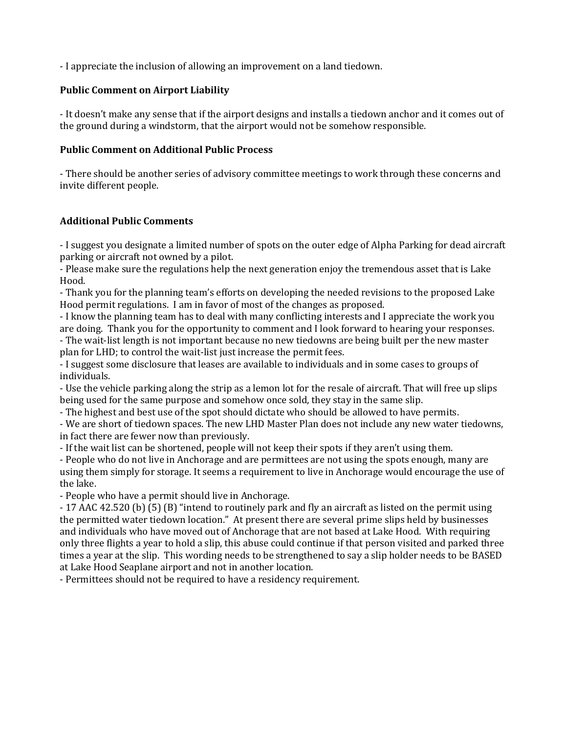- I appreciate the inclusion of allowing an improvement on a land tiedown.

**Public Comment on Airport Liability**

- It doesn't make any sense that if the airport designs and installs a tiedown anchor and it comes out of the ground during a windstorm, that the airport would not be somehow responsible.

**Public Comment on Additional Public Process**

- There should be another series of advisory committee meetings to work through these concerns and invite different people.

**Additional Public Comments**

- I suggest you designate a limited number of spots on the outer edge of Alpha Parking for dead aircraft parking or aircraft not owned by a pilot.
- Please make sure the regulations help the next generation enjoy the tremendous asset that is Lake Hood.
- Thank you for the planning team's efforts on developing the needed revisions to the proposed Lake Hood permit regulations. I am in favor of most of the changes as proposed.
- I know the planning team has to deal with many conflicting interests and I appreciate the work you are doing. Thank you for the opportunity to comment and I look forward to hearing your responses.
- The wait-list length is not important because no new tiedowns are being built per the new master plan for LHD; to control the wait-list just increase the permit fees.
- I suggest some disclosure that leases are available to individuals and in some cases to groups of individuals.
- Use the vehicle parking along the strip as a lemon lot for the resale of aircraft. That will free up slips being used for the same purpose and somehow once sold, they stay in the same slip.
- The highest and best use of the spot should dictate who should be allowed to have permits.
- We are short of tiedown spaces. The new LHD Master Plan does not include any new water tiedowns, in fact there are fewer now than previously.
- If the wait list can be shortened, people will not keep their spots if they aren't using them.
- People who do not live in Anchorage and are permittees are not using the spots enough, many are using them simply for storage. It seems a requirement to live in Anchorage would encourage the use of the lake.
- People who have a permit should live in Anchorage.
- 17 AAC 42.520 (b) (5) (B) "intend to routinely park and fly an aircraft as listed on the permit using the permitted water tiedown location." At present there are several prime slips held by businesses and individuals who have moved out of Anchorage that are not based at Lake Hood. With requiring only three flights a year to hold a slip, this abuse could continue if that person visited and parked three times a year at the slip. This wording needs to be strengthened to say a slip holder needs to be BASED at Lake Hood Seaplane airport and not in another location.
- Permittees should not be required to have a residency requirement.